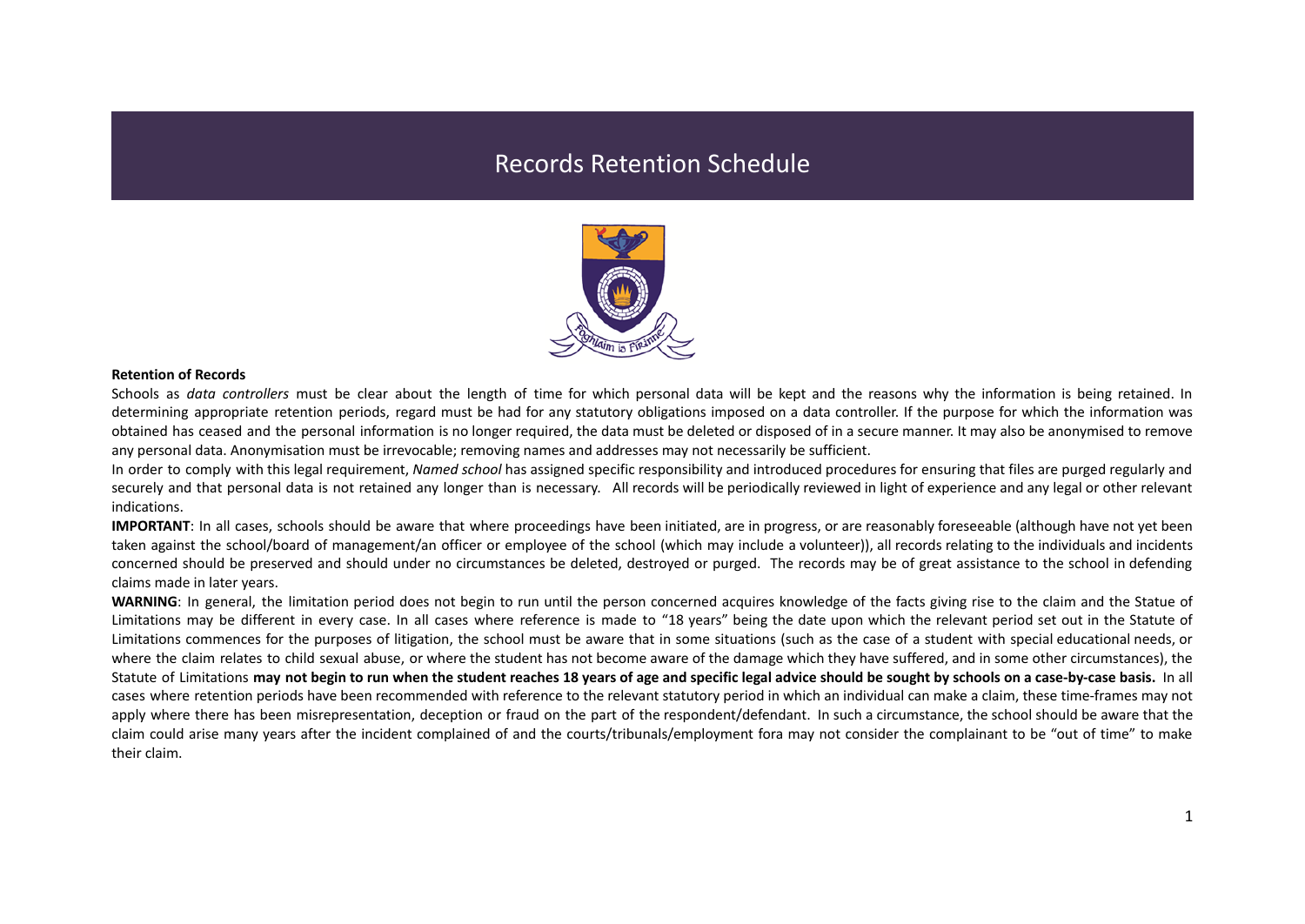# Records Retention Schedule

**Retention of Records**

Schools as *data controllers* must be clear about the length of time for which personal data will be kept and the reasons why the information is being retained. In determining appropriate retention periods, regard must be had for any statutory obligations imposed on a data controller. If the purpose for which the information was obtained has ceased and the personal information is no longer required, the data must be deleted or disposed of in a secure manner. It may also be anonymised to remove any personal data. Anonymisation must be irrevocable; removing names and addresses may not necessarily be sufficient.

In order to comply with this legal requirement, *Named school* has assigned specific responsibility and introduced procedures for ensuring that files are purged regularly and securely and that personal data is not retained any longer than is necessary. All records will be periodically reviewed in light of experience and any legal or other relevant indications.

**IMPORTANT**: In all cases, schools should be aware that where proceedings have been initiated, are in progress, or are reasonably foreseeable (although have not yet been taken against the school/board of management/an officer or employee of the school (which may include a volunteer)), all records relating to the individuals and incidents concerned should be preserved and should under no circumstances be deleted, destroyed or purged. The records may be of great assistance to the school in defending claims made in later years.

**WARNING**: In general, the limitation period does not begin to run until the person concerned acquires knowledge of the facts giving rise to the claim and the Statue of Limitations may be different in every case. In all cases where reference is made to "18 years" being the date upon which the relevant period set out in the Statute of Limitations commences for the purposes of litigation, the school must be aware that in some situations (such as the case of a student with special educational needs, or where the claim relates to child sexual abuse, or where the student has not become aware of the damage which they have suffered, and in some other circumstances), the Statute of Limitations **may not begin to run when the student reaches 18 years of age and specific legal advice should be sought by schools on a case-by-case basis.** In all cases where retention periods have been recommended with reference to the relevant statutory period in which an individual can make a claim, these time-frames may not apply where there has been misrepresentation, deception or fraud on the part of the respondent/defendant. In such a circumstance, the school should be aware that the claim could arise many years after the incident complained of and the courts/tribunals/employment fora may not consider the complainant to be "out of time" to make their claim.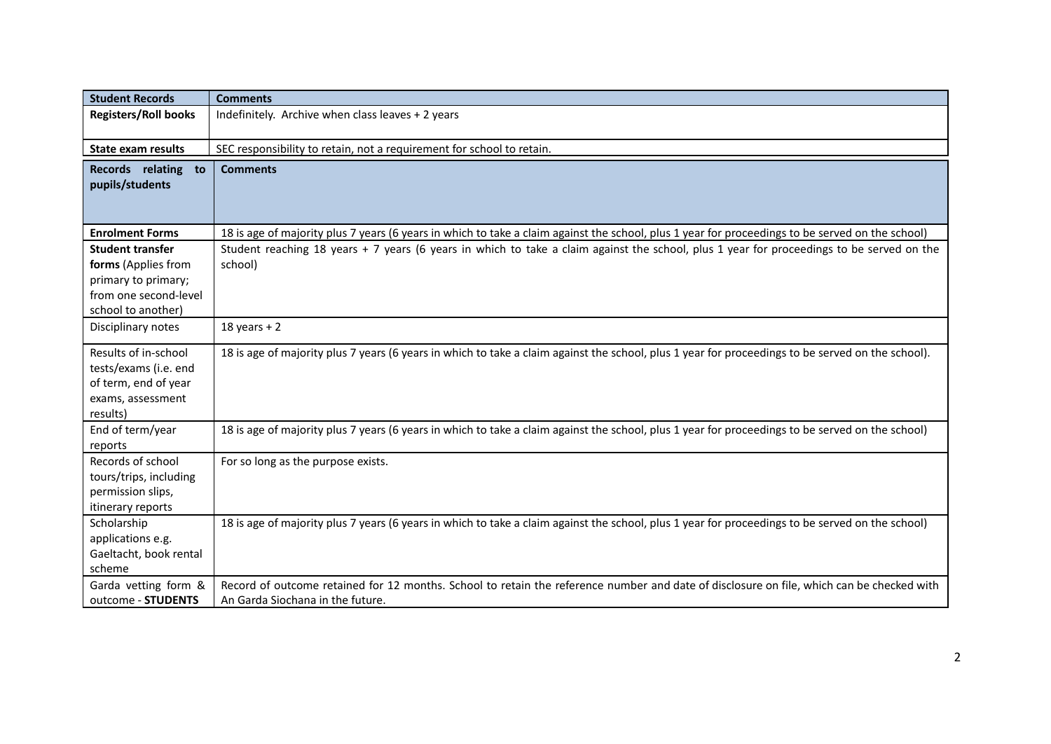| **Student Records** | **Comments** |
| --- | --- |
| **Registers/Roll books** | Indefinitely. Archive when class leaves + 2 years |
| **State exam results** | SEC responsibility to retain, not a requirement for school to retain. |

| **Records relating to pupils/students** | **Comments** |
| --- | --- |
| **Enrolment Forms** | 18 is age of majority plus 7 years (6 years in which to take a claim against the school, plus 1 year for proceedings to be served on the school) |
| **Student transfer forms** (Applies from primary to primary; from one second-level school to another) | Student reaching 18 years + 7 years (6 years in which to take a claim against the school, plus 1 year for proceedings to be served on the school) |
| Disciplinary notes | 18 years + 2 |
| Results of in-school tests/exams (i.e. end of term, end of year exams, assessment results) | 18 is age of majority plus 7 years (6 years in which to take a claim against the school, plus 1 year for proceedings to be served on the school). |
| End of term/year reports | 18 is age of majority plus 7 years (6 years in which to take a claim against the school, plus 1 year for proceedings to be served on the school) |
| Records of school tours/trips, including permission slips, itinerary reports | For so long as the purpose exists. |
| Scholarship applications e.g. Gaeltacht, book rental scheme | 18 is age of majority plus 7 years (6 years in which to take a claim against the school, plus 1 year for proceedings to be served on the school) |
| Garda vetting form & outcome - **STUDENTS** | Record of outcome retained for 12 months. School to retain the reference number and date of disclosure on file, which can be checked with An Garda Siochana in the future. |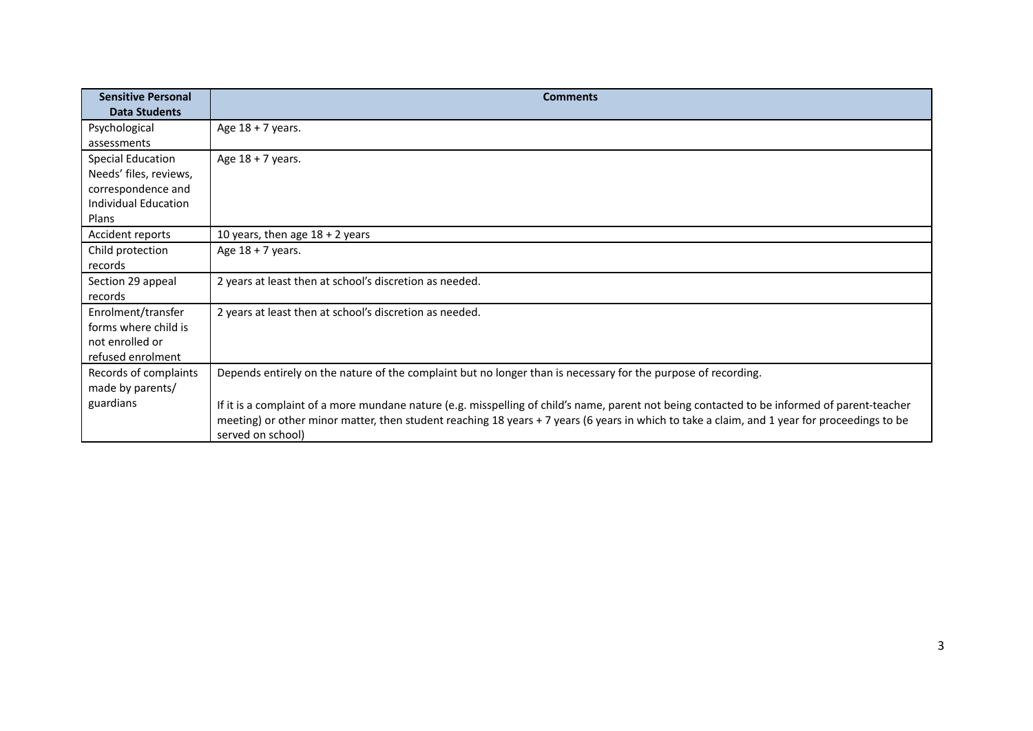| Sensitive Personal Data Students | Comments |
|---|---|
| Psychological assessments | Age 18 + 7 years. |
| Special Education Needs' files, reviews, correspondence and Individual Education Plans | Age 18 + 7 years. |
| Accident reports | 10 years, then age 18 + 2 years |
| Child protection records | Age 18 + 7 years. |
| Section 29 appeal records | 2 years at least then at school's discretion as needed. |
| Enrolment/transfer forms where child is not enrolled or refused enrolment | 2 years at least then at school's discretion as needed. |
| Records of complaints made by parents/ guardians | Depends entirely on the nature of the complaint but no longer than is necessary for the purpose of recording.<br><br>If it is a complaint of a more mundane nature (e.g. misspelling of child's name, parent not being contacted to be informed of parent-teacher meeting) or other minor matter, then student reaching 18 years + 7 years (6 years in which to take a claim, and 1 year for proceedings to be served on school) |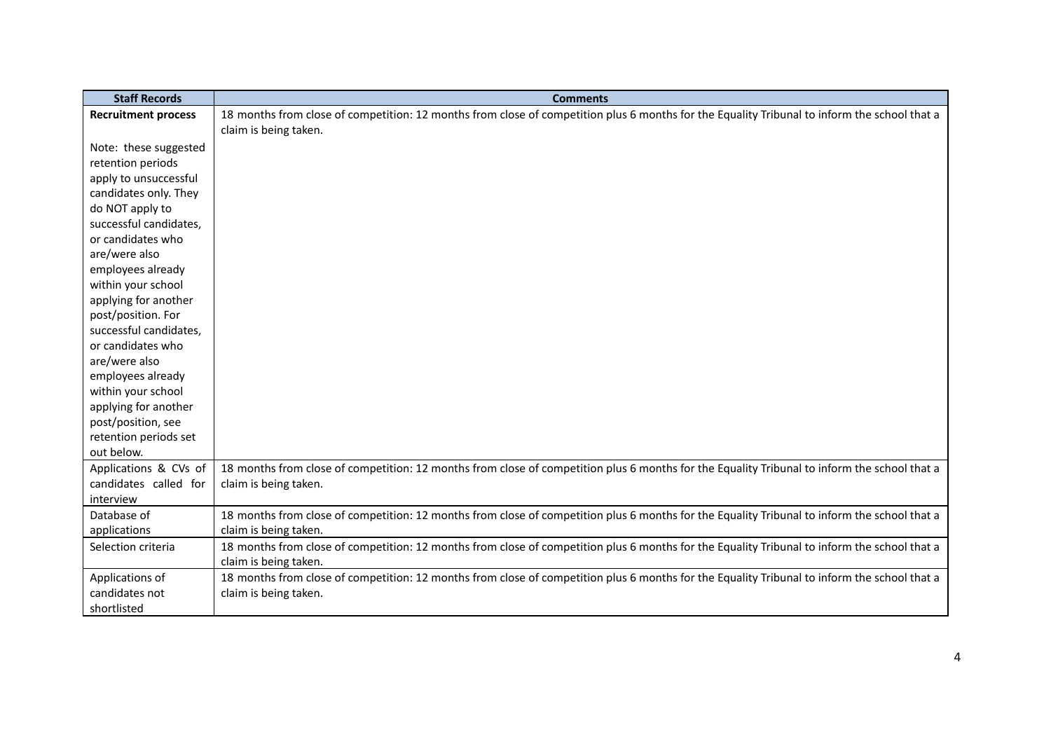| Staff Records | Comments |
|---|---|
| **Recruitment process**<br><br>Note: these suggested retention periods apply to unsuccessful candidates only. They do NOT apply to successful candidates, or candidates who are/were also employees already within your school applying for another post/position. For successful candidates, or candidates who are/were also employees already within your school applying for another post/position, see retention periods set out below. | 18 months from close of competition: 12 months from close of competition plus 6 months for the Equality Tribunal to inform the school that a claim is being taken. |
| Applications & CVs of candidates called for interview | 18 months from close of competition: 12 months from close of competition plus 6 months for the Equality Tribunal to inform the school that a claim is being taken. |
| Database of applications | 18 months from close of competition: 12 months from close of competition plus 6 months for the Equality Tribunal to inform the school that a claim is being taken. |
| Selection criteria | 18 months from close of competition: 12 months from close of competition plus 6 months for the Equality Tribunal to inform the school that a claim is being taken. |
| Applications of candidates not shortlisted | 18 months from close of competition: 12 months from close of competition plus 6 months for the Equality Tribunal to inform the school that a claim is being taken. |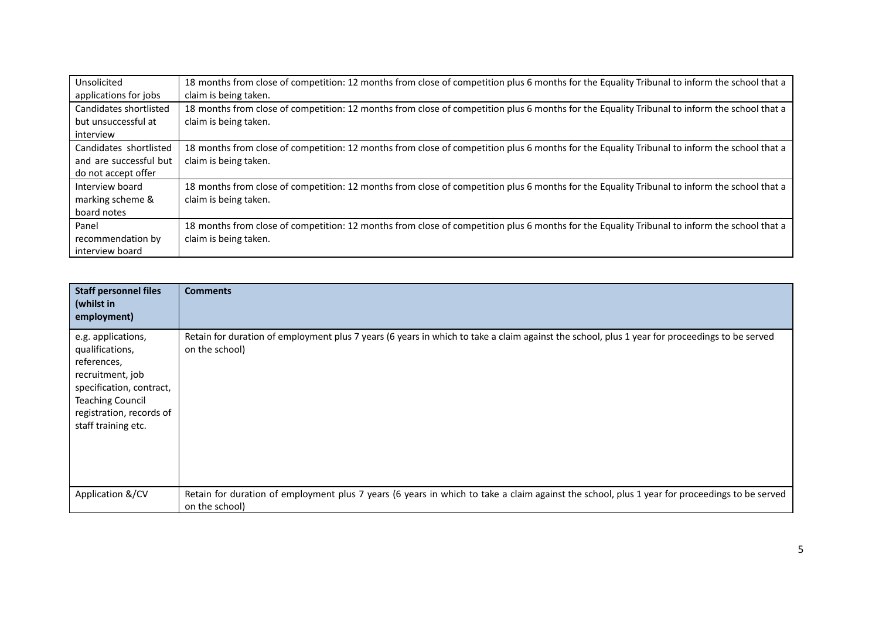| | |
|---|---|
| Unsolicited applications for jobs | 18 months from close of competition: 12 months from close of competition plus 6 months for the Equality Tribunal to inform the school that a claim is being taken. |
| Candidates shortlisted but unsuccessful at interview | 18 months from close of competition: 12 months from close of competition plus 6 months for the Equality Tribunal to inform the school that a claim is being taken. |
| Candidates shortlisted and are successful but do not accept offer | 18 months from close of competition: 12 months from close of competition plus 6 months for the Equality Tribunal to inform the school that a claim is being taken. |
| Interview board marking scheme & board notes | 18 months from close of competition: 12 months from close of competition plus 6 months for the Equality Tribunal to inform the school that a claim is being taken. |
| Panel recommendation by interview board | 18 months from close of competition: 12 months from close of competition plus 6 months for the Equality Tribunal to inform the school that a claim is being taken. |

| **Staff personnel files (whilst in employment)** | **Comments** |
|---|---|
| e.g. applications, qualifications, references, recruitment, job specification, contract, Teaching Council registration, records of staff training etc. | Retain for duration of employment plus 7 years (6 years in which to take a claim against the school, plus 1 year for proceedings to be served on the school) |
| Application &/CV | Retain for duration of employment plus 7 years (6 years in which to take a claim against the school, plus 1 year for proceedings to be served on the school) |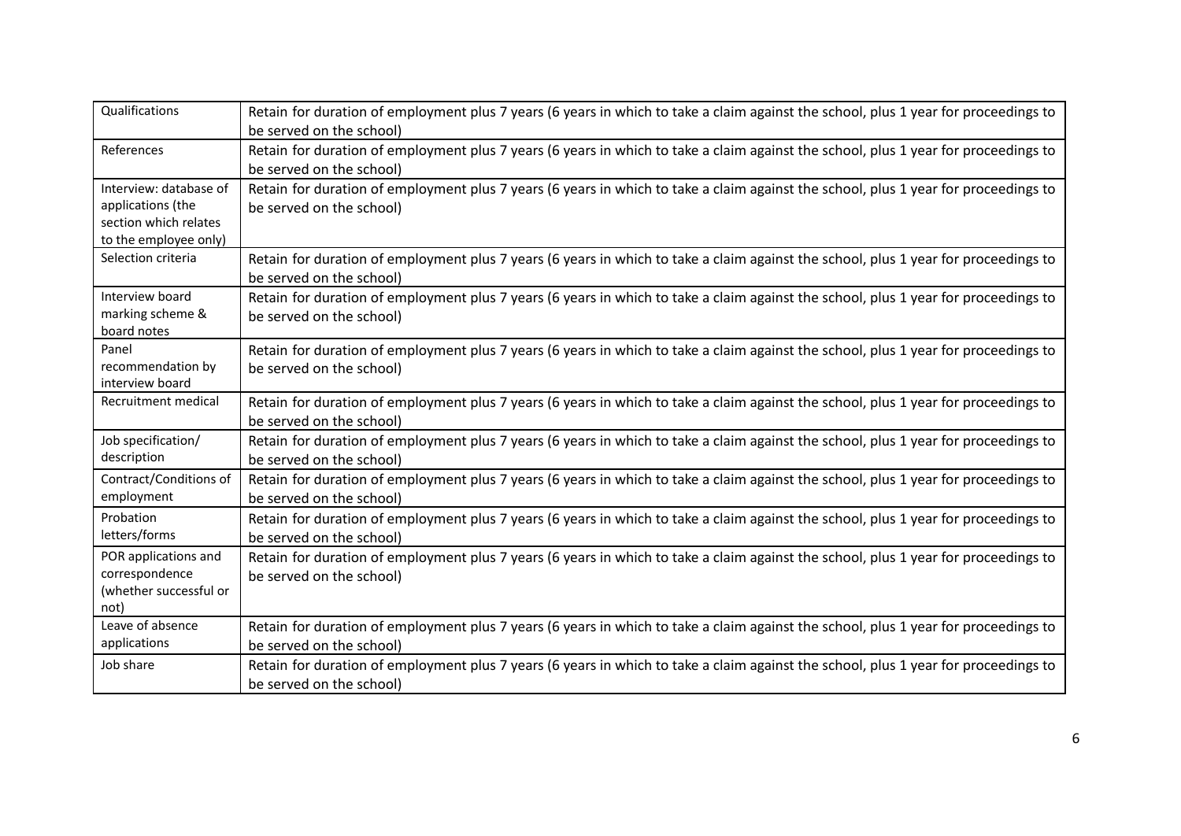| | |
|---|---|
| Qualifications | Retain for duration of employment plus 7 years (6 years in which to take a claim against the school, plus 1 year for proceedings to be served on the school) |
| References | Retain for duration of employment plus 7 years (6 years in which to take a claim against the school, plus 1 year for proceedings to be served on the school) |
| Interview: database of applications (the section which relates to the employee only) | Retain for duration of employment plus 7 years (6 years in which to take a claim against the school, plus 1 year for proceedings to be served on the school) |
| Selection criteria | Retain for duration of employment plus 7 years (6 years in which to take a claim against the school, plus 1 year for proceedings to be served on the school) |
| Interview board marking scheme & board notes | Retain for duration of employment plus 7 years (6 years in which to take a claim against the school, plus 1 year for proceedings to be served on the school) |
| Panel recommendation by interview board | Retain for duration of employment plus 7 years (6 years in which to take a claim against the school, plus 1 year for proceedings to be served on the school) |
| Recruitment medical | Retain for duration of employment plus 7 years (6 years in which to take a claim against the school, plus 1 year for proceedings to be served on the school) |
| Job specification/ description | Retain for duration of employment plus 7 years (6 years in which to take a claim against the school, plus 1 year for proceedings to be served on the school) |
| Contract/Conditions of employment | Retain for duration of employment plus 7 years (6 years in which to take a claim against the school, plus 1 year for proceedings to be served on the school) |
| Probation letters/forms | Retain for duration of employment plus 7 years (6 years in which to take a claim against the school, plus 1 year for proceedings to be served on the school) |
| POR applications and correspondence (whether successful or not) | Retain for duration of employment plus 7 years (6 years in which to take a claim against the school, plus 1 year for proceedings to be served on the school) |
| Leave of absence applications | Retain for duration of employment plus 7 years (6 years in which to take a claim against the school, plus 1 year for proceedings to be served on the school) |
| Job share | Retain for duration of employment plus 7 years (6 years in which to take a claim against the school, plus 1 year for proceedings to be served on the school) |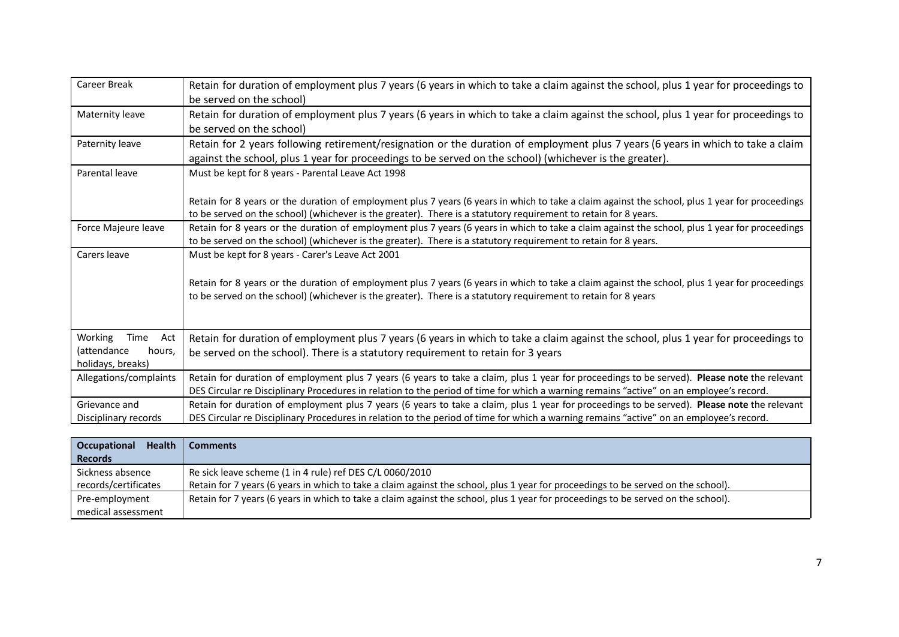| | |
|---|---|
| Career Break | Retain for duration of employment plus 7 years (6 years in which to take a claim against the school, plus 1 year for proceedings to be served on the school) |
| Maternity leave | Retain for duration of employment plus 7 years (6 years in which to take a claim against the school, plus 1 year for proceedings to be served on the school) |
| Paternity leave | Retain for 2 years following retirement/resignation or the duration of employment plus 7 years (6 years in which to take a claim against the school, plus 1 year for proceedings to be served on the school) (whichever is the greater). |
| Parental leave | Must be kept for 8 years - Parental Leave Act 1998<br><br>Retain for 8 years or the duration of employment plus 7 years (6 years in which to take a claim against the school, plus 1 year for proceedings to be served on the school) (whichever is the greater). There is a statutory requirement to retain for 8 years. |
| Force Majeure leave | Retain for 8 years or the duration of employment plus 7 years (6 years in which to take a claim against the school, plus 1 year for proceedings to be served on the school) (whichever is the greater). There is a statutory requirement to retain for 8 years. |
| Carers leave | Must be kept for 8 years - Carer's Leave Act 2001<br><br>Retain for 8 years or the duration of employment plus 7 years (6 years in which to take a claim against the school, plus 1 year for proceedings to be served on the school) (whichever is the greater). There is a statutory requirement to retain for 8 years |
| Working Time Act (attendance hours, holidays, breaks) | Retain for duration of employment plus 7 years (6 years in which to take a claim against the school, plus 1 year for proceedings to be served on the school). There is a statutory requirement to retain for 3 years |
| Allegations/complaints | Retain for duration of employment plus 7 years (6 years to take a claim, plus 1 year for proceedings to be served). **Please note** the relevant DES Circular re Disciplinary Procedures in relation to the period of time for which a warning remains "active" on an employee's record. |
| Grievance and Disciplinary records | Retain for duration of employment plus 7 years (6 years to take a claim, plus 1 year for proceedings to be served). **Please note** the relevant DES Circular re Disciplinary Procedures in relation to the period of time for which a warning remains "active" on an employee's record. |

| **Occupational Health Records** | **Comments** |
|---|---|
| Sickness absence records/certificates | Re sick leave scheme (1 in 4 rule) ref DES C/L 0060/2010<br>Retain for 7 years (6 years in which to take a claim against the school, plus 1 year for proceedings to be served on the school). |
| Pre-employment medical assessment | Retain for 7 years (6 years in which to take a claim against the school, plus 1 year for proceedings to be served on the school). |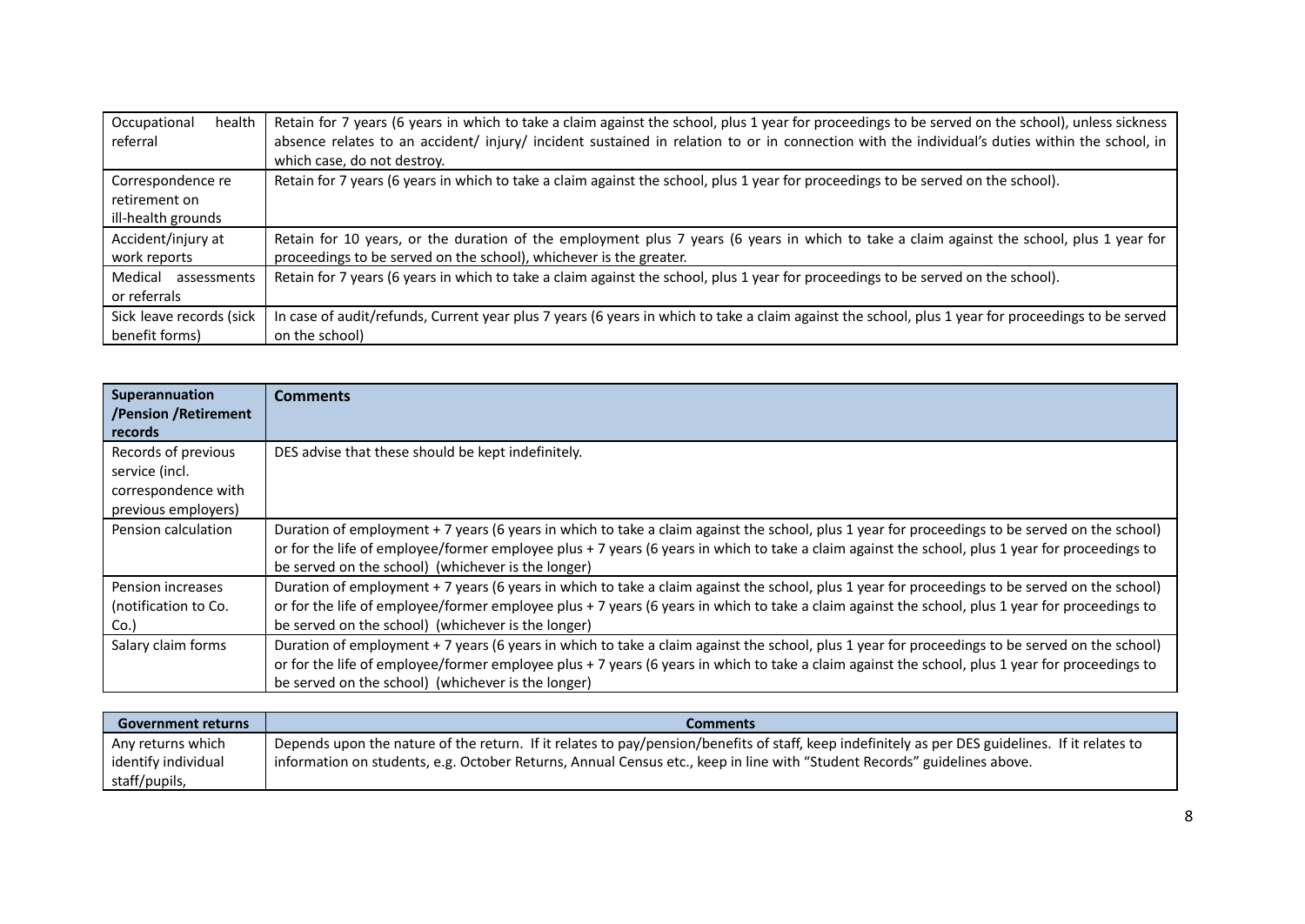| | |
|---|---|
| Occupational health referral | Retain for 7 years (6 years in which to take a claim against the school, plus 1 year for proceedings to be served on the school), unless sickness absence relates to an accident/ injury/ incident sustained in relation to or in connection with the individual's duties within the school, in which case, do not destroy. |
| Correspondence re retirement on ill-health grounds | Retain for 7 years (6 years in which to take a claim against the school, plus 1 year for proceedings to be served on the school). |
| Accident/injury at work reports | Retain for 10 years, or the duration of the employment plus 7 years (6 years in which to take a claim against the school, plus 1 year for proceedings to be served on the school), whichever is the greater. |
| Medical assessments or referrals | Retain for 7 years (6 years in which to take a claim against the school, plus 1 year for proceedings to be served on the school). |
| Sick leave records (sick benefit forms) | In case of audit/refunds, Current year plus 7 years (6 years in which to take a claim against the school, plus 1 year for proceedings to be served on the school) |

| Superannuation /Pension /Retirement records | Comments |
|---|---|
| Records of previous service (incl. correspondence with previous employers) | DES advise that these should be kept indefinitely. |
| Pension calculation | Duration of employment + 7 years (6 years in which to take a claim against the school, plus 1 year for proceedings to be served on the school) or for the life of employee/former employee plus + 7 years (6 years in which to take a claim against the school, plus 1 year for proceedings to be served on the school) (whichever is the longer) |
| Pension increases (notification to Co. Co.) | Duration of employment + 7 years (6 years in which to take a claim against the school, plus 1 year for proceedings to be served on the school) or for the life of employee/former employee plus + 7 years (6 years in which to take a claim against the school, plus 1 year for proceedings to be served on the school) (whichever is the longer) |
| Salary claim forms | Duration of employment + 7 years (6 years in which to take a claim against the school, plus 1 year for proceedings to be served on the school) or for the life of employee/former employee plus + 7 years (6 years in which to take a claim against the school, plus 1 year for proceedings to be served on the school) (whichever is the longer) |

| Government returns | Comments |
|---|---|
| Any returns which identify individual staff/pupils, | Depends upon the nature of the return. If it relates to pay/pension/benefits of staff, keep indefinitely as per DES guidelines. If it relates to information on students, e.g. October Returns, Annual Census etc., keep in line with "Student Records" guidelines above. |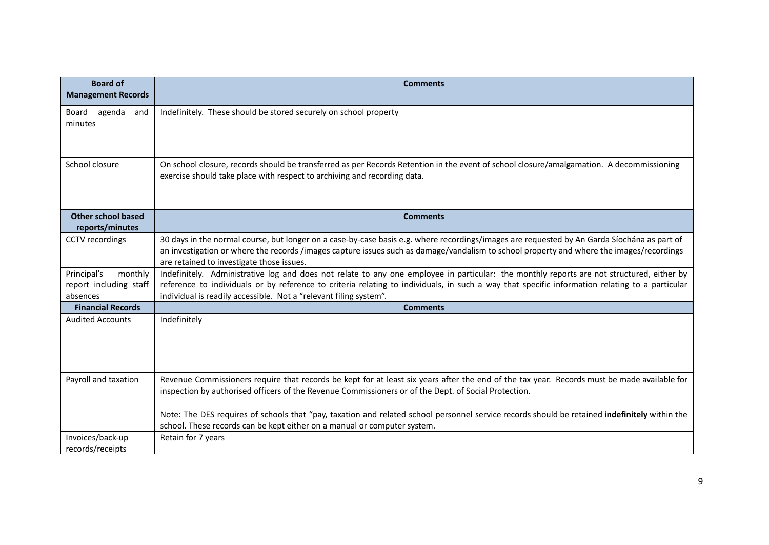| Board of Management Records | Comments |
|---|---|
| Board agenda and minutes | Indefinitely. These should be stored securely on school property |
| School closure | On school closure, records should be transferred as per Records Retention in the event of school closure/amalgamation. A decommissioning exercise should take place with respect to archiving and recording data. |
| **Other school based reports/minutes** | **Comments** |
| CCTV recordings | 30 days in the normal course, but longer on a case-by-case basis e.g. where recordings/images are requested by An Garda Síochána as part of an investigation or where the records /images capture issues such as damage/vandalism to school property and where the images/recordings are retained to investigate those issues. |
| Principal's monthly report including staff absences | Indefinitely. Administrative log and does not relate to any one employee in particular: the monthly reports are not structured, either by reference to individuals or by reference to criteria relating to individuals, in such a way that specific information relating to a particular individual is readily accessible. Not a "relevant filing system". |
| **Financial Records** | **Comments** |
| Audited Accounts | Indefinitely |
| Payroll and taxation | Revenue Commissioners require that records be kept for at least six years after the end of the tax year. Records must be made available for inspection by authorised officers of the Revenue Commissioners or of the Dept. of Social Protection.<br><br>Note: The DES requires of schools that "pay, taxation and related school personnel service records should be retained **indefinitely** within the school. These records can be kept either on a manual or computer system. |
| Invoices/back-up records/receipts | Retain for 7 years |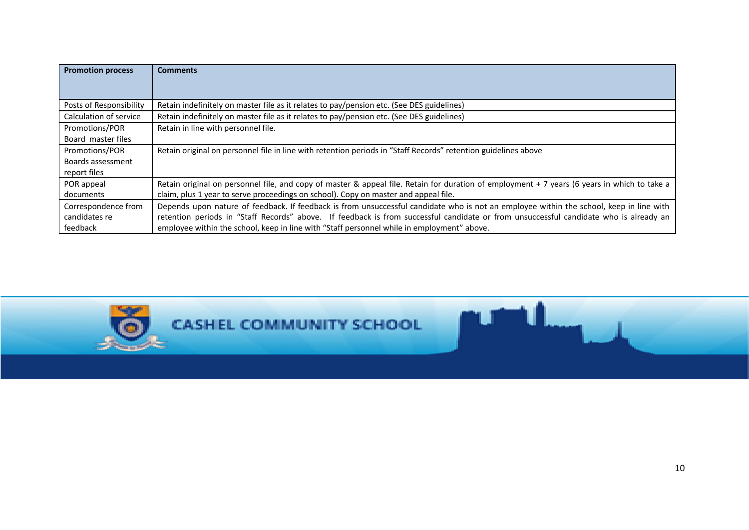| Promotion process | Comments |
| --- | --- |
| Posts of Responsibility | Retain indefinitely on master file as it relates to pay/pension etc. (See DES guidelines) |
| Calculation of service | Retain indefinitely on master file as it relates to pay/pension etc. (See DES guidelines) |
| Promotions/POR Board master files | Retain in line with personnel file. |
| Promotions/POR Boards assessment report files | Retain original on personnel file in line with retention periods in "Staff Records" retention guidelines above |
| POR appeal documents | Retain original on personnel file, and copy of master & appeal file. Retain for duration of employment + 7 years (6 years in which to take a claim, plus 1 year to serve proceedings on school). Copy on master and appeal file. |
| Correspondence from candidates re feedback | Depends upon nature of feedback. If feedback is from unsuccessful candidate who is not an employee within the school, keep in line with retention periods in "Staff Records" above. If feedback is from successful candidate or from unsuccessful candidate who is already an employee within the school, keep in line with "Staff personnel while in employment" above. |